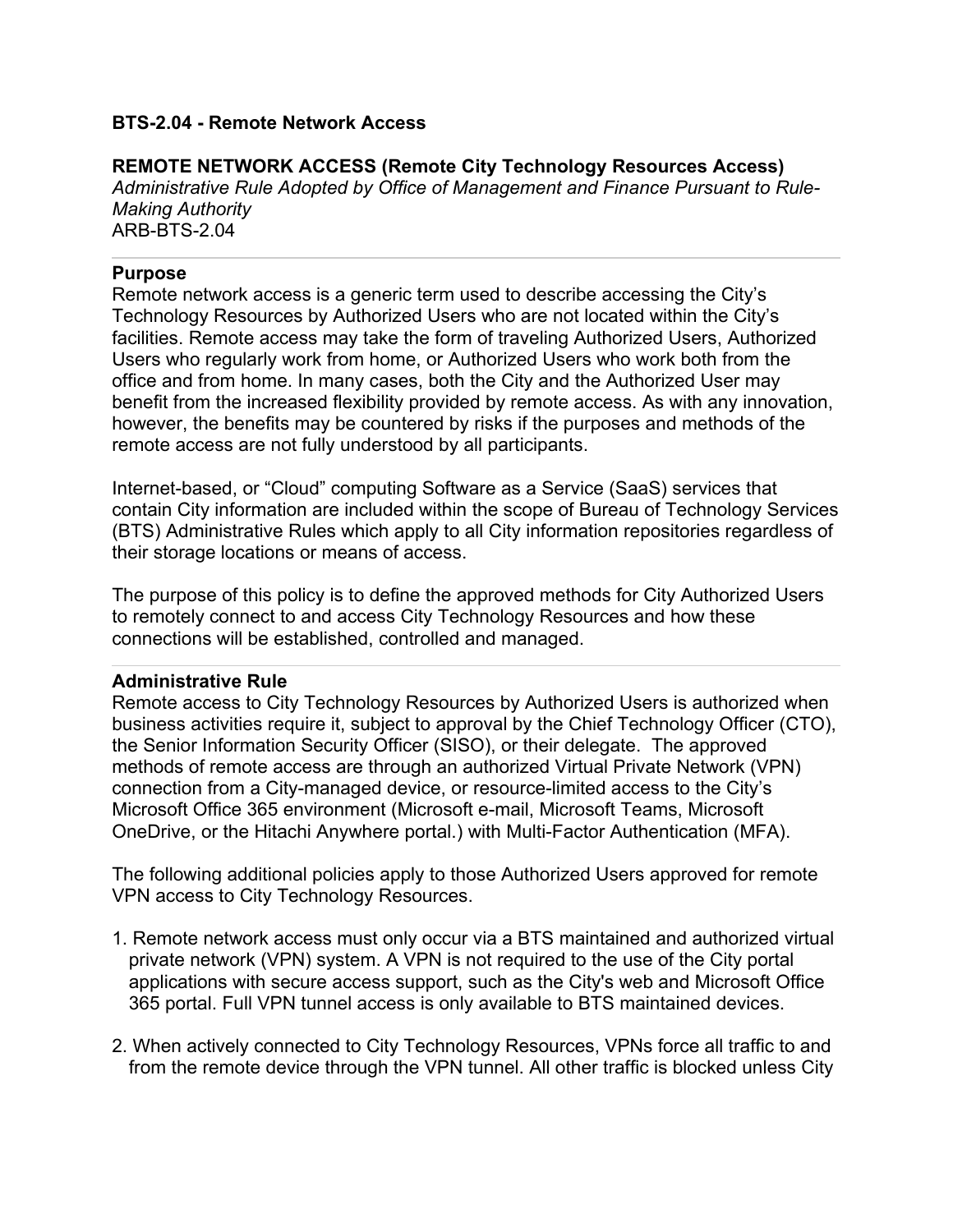**BTS-2.04 - Remote Network Access**

**REMOTE NETWORK ACCESS (Remote City Technology Resources Access)**
*Administrative Rule Adopted by Office of Management and Finance Pursuant to Rule-Making Authority*
ARB-BTS-2.04

---

**Purpose**
Remote network access is a generic term used to describe accessing the City's Technology Resources by Authorized Users who are not located within the City's facilities. Remote access may take the form of traveling Authorized Users, Authorized Users who regularly work from home, or Authorized Users who work both from the office and from home. In many cases, both the City and the Authorized User may benefit from the increased flexibility provided by remote access. As with any innovation, however, the benefits may be countered by risks if the purposes and methods of the remote access are not fully understood by all participants.

Internet-based, or "Cloud" computing Software as a Service (SaaS) services that contain City information are included within the scope of Bureau of Technology Services (BTS) Administrative Rules which apply to all City information repositories regardless of their storage locations or means of access.

The purpose of this policy is to define the approved methods for City Authorized Users to remotely connect to and access City Technology Resources and how these connections will be established, controlled and managed.

---

**Administrative Rule**
Remote access to City Technology Resources by Authorized Users is authorized when business activities require it, subject to approval by the Chief Technology Officer (CTO), the Senior Information Security Officer (SISO), or their delegate. The approved methods of remote access are through an authorized Virtual Private Network (VPN) connection from a City-managed device, or resource-limited access to the City's Microsoft Office 365 environment (Microsoft e-mail, Microsoft Teams, Microsoft OneDrive, or the Hitachi Anywhere portal.) with Multi-Factor Authentication (MFA).

The following additional policies apply to those Authorized Users approved for remote VPN access to City Technology Resources.

1. Remote network access must only occur via a BTS maintained and authorized virtual private network (VPN) system. A VPN is not required to the use of the City portal applications with secure access support, such as the City's web and Microsoft Office 365 portal. Full VPN tunnel access is only available to BTS maintained devices.

2. When actively connected to City Technology Resources, VPNs force all traffic to and from the remote device through the VPN tunnel. All other traffic is blocked unless City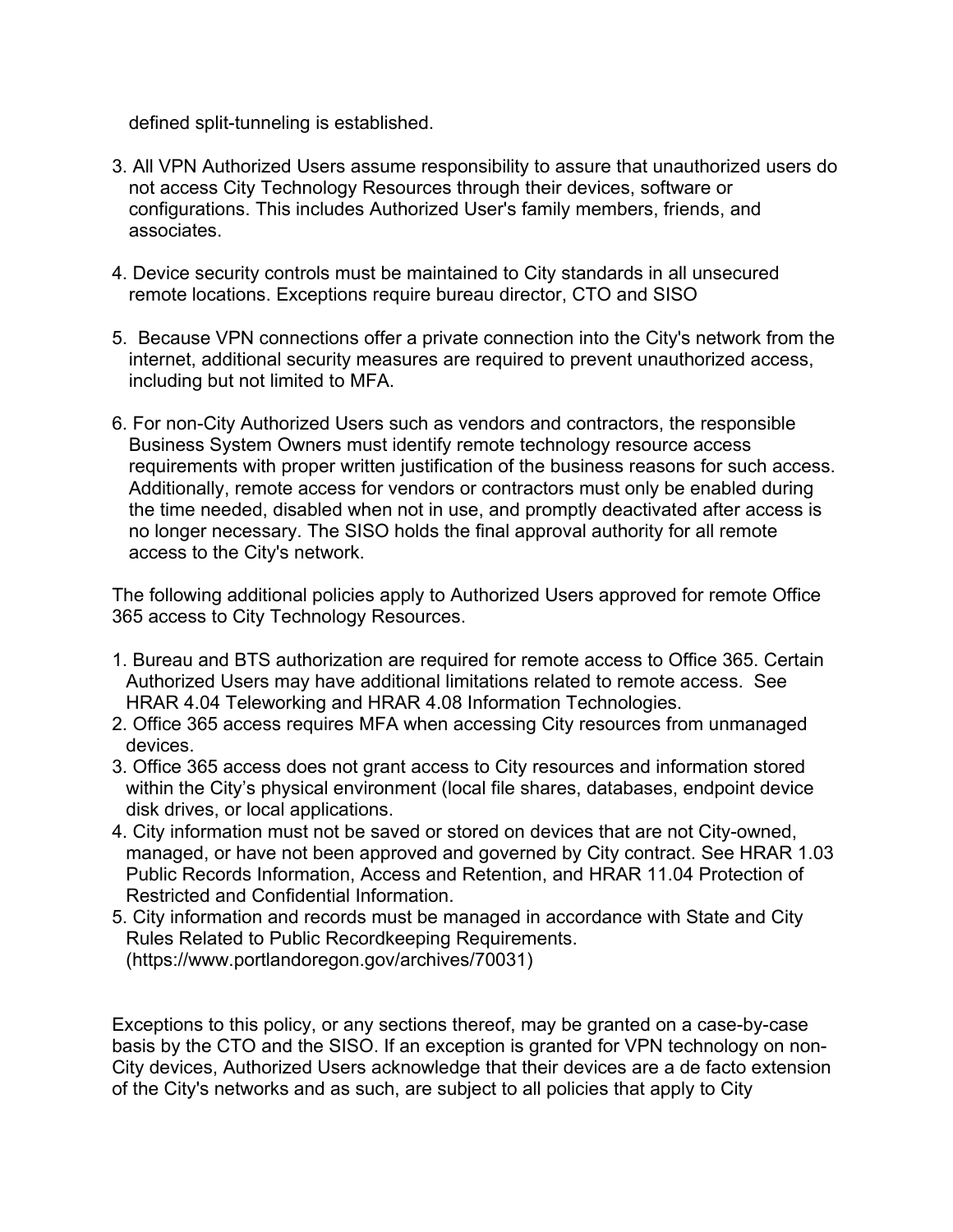defined split-tunneling is established.

3. All VPN Authorized Users assume responsibility to assure that unauthorized users do not access City Technology Resources through their devices, software or configurations. This includes Authorized User's family members, friends, and associates.

4. Device security controls must be maintained to City standards in all unsecured remote locations. Exceptions require bureau director, CTO and SISO

5. Because VPN connections offer a private connection into the City's network from the internet, additional security measures are required to prevent unauthorized access, including but not limited to MFA.

6. For non-City Authorized Users such as vendors and contractors, the responsible Business System Owners must identify remote technology resource access requirements with proper written justification of the business reasons for such access. Additionally, remote access for vendors or contractors must only be enabled during the time needed, disabled when not in use, and promptly deactivated after access is no longer necessary. The SISO holds the final approval authority for all remote access to the City's network.

The following additional policies apply to Authorized Users approved for remote Office 365 access to City Technology Resources.

1. Bureau and BTS authorization are required for remote access to Office 365. Certain Authorized Users may have additional limitations related to remote access. See HRAR 4.04 Teleworking and HRAR 4.08 Information Technologies.
2. Office 365 access requires MFA when accessing City resources from unmanaged devices.
3. Office 365 access does not grant access to City resources and information stored within the City's physical environment (local file shares, databases, endpoint device disk drives, or local applications.
4. City information must not be saved or stored on devices that are not City-owned, managed, or have not been approved and governed by City contract. See HRAR 1.03 Public Records Information, Access and Retention, and HRAR 11.04 Protection of Restricted and Confidential Information.
5. City information and records must be managed in accordance with State and City Rules Related to Public Recordkeeping Requirements. (https://www.portlandoregon.gov/archives/70031)

Exceptions to this policy, or any sections thereof, may be granted on a case-by-case basis by the CTO and the SISO. If an exception is granted for VPN technology on non-City devices, Authorized Users acknowledge that their devices are a de facto extension of the City's networks and as such, are subject to all policies that apply to City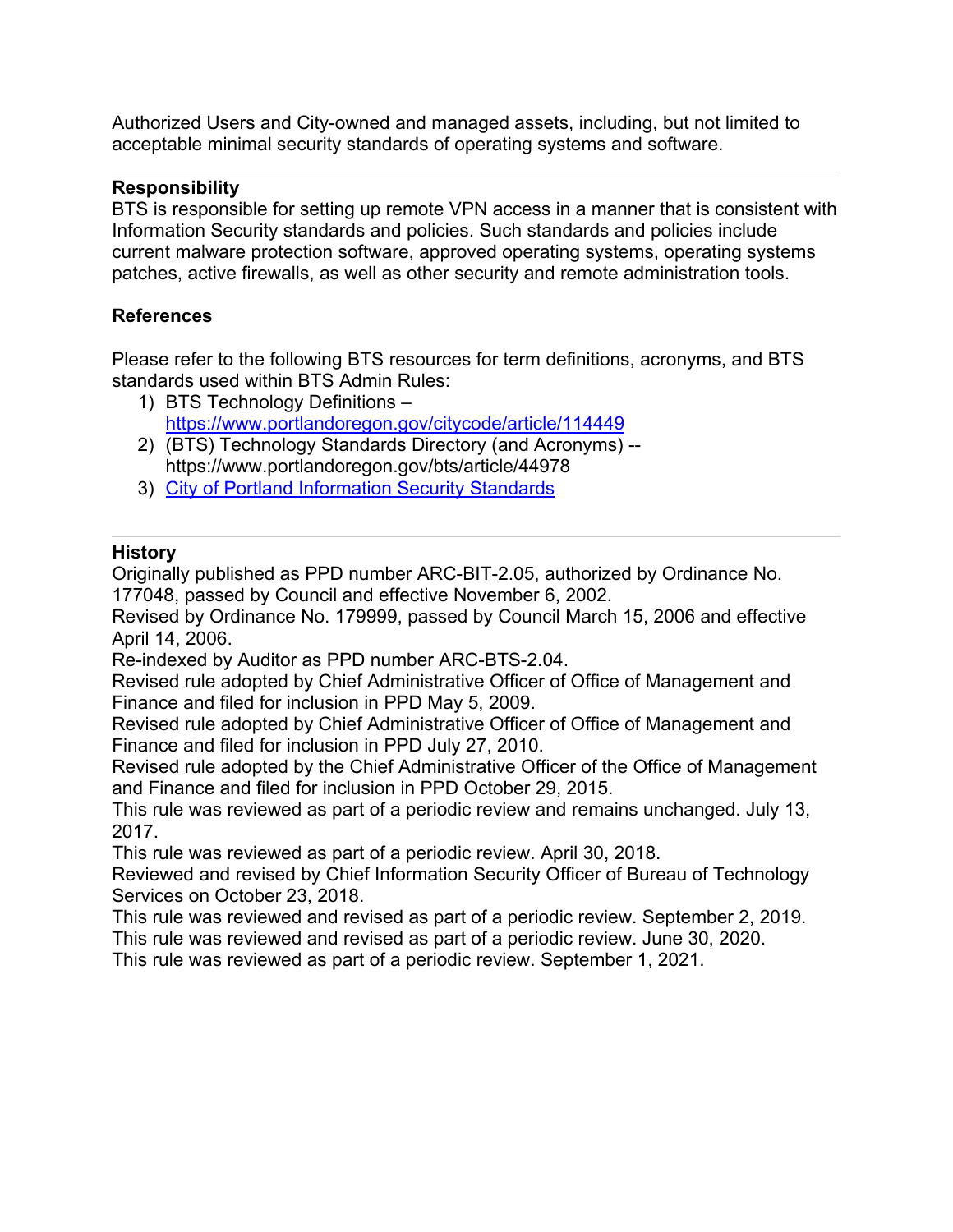Authorized Users and City-owned and managed assets, including, but not limited to acceptable minimal security standards of operating systems and software.

**Responsibility**
BTS is responsible for setting up remote VPN access in a manner that is consistent with Information Security standards and policies. Such standards and policies include current malware protection software, approved operating systems, operating systems patches, active firewalls, as well as other security and remote administration tools.

**References**

Please refer to the following BTS resources for term definitions, acronyms, and BTS standards used within BTS Admin Rules:

1) BTS Technology Definitions – [https://www.portlandoregon.gov/citycode/article/114449](https://www.portlandoregon.gov/citycode/article/114449)
2) (BTS) Technology Standards Directory (and Acronyms) -- https://www.portlandoregon.gov/bts/article/44978
3) City of Portland Information Security Standards

**History**
Originally published as PPD number ARC-BIT-2.05, authorized by Ordinance No. 177048, passed by Council and effective November 6, 2002.
Revised by Ordinance No. 179999, passed by Council March 15, 2006 and effective April 14, 2006.
Re-indexed by Auditor as PPD number ARC-BTS-2.04.
Revised rule adopted by Chief Administrative Officer of Office of Management and Finance and filed for inclusion in PPD May 5, 2009.
Revised rule adopted by Chief Administrative Officer of Office of Management and Finance and filed for inclusion in PPD July 27, 2010.
Revised rule adopted by the Chief Administrative Officer of the Office of Management and Finance and filed for inclusion in PPD October 29, 2015.
This rule was reviewed as part of a periodic review and remains unchanged. July 13, 2017.
This rule was reviewed as part of a periodic review. April 30, 2018.
Reviewed and revised by Chief Information Security Officer of Bureau of Technology Services on October 23, 2018.
This rule was reviewed and revised as part of a periodic review. September 2, 2019.
This rule was reviewed and revised as part of a periodic review. June 30, 2020.
This rule was reviewed as part of a periodic review. September 1, 2021.